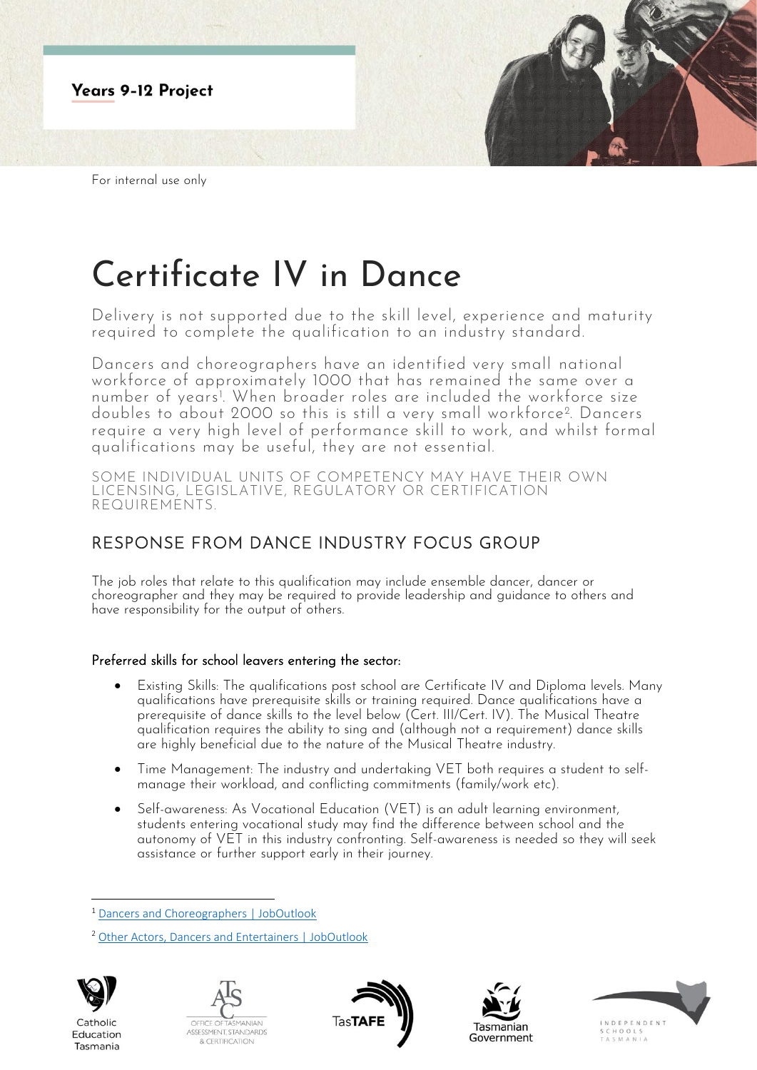**Years 9-12 Project**

For internal use only

# Certificate IV in Dance

Delivery is not supported due to the skill level, experience and maturity required to complete the qualification to an industry standard.

Dancers and choreographers have an identified very small national workforce of approximately 1000 that has remained the same over a number of years[1]. When broader roles are included the workforce size doubles to about 2000 so this is still a very small workforce[2]. Dancers require a very high level of performance skill to work, and whilst formal qualifications may be useful, they are not essential.

SOME INDIVIDUAL UNITS OF COMPETENCY MAY HAVE THEIR OWN LICENSING, LEGISLATIVE, REGULATORY OR CERTIFICATION REQUIREMENTS.

## RESPONSE FROM DANCE INDUSTRY FOCUS GROUP

The job roles that relate to this qualification may include ensemble dancer, dancer or choreographer and they may be required to provide leadership and guidance to others and have responsibility for the output of others.

### Preferred skills for school leavers entering the sector:

- Existing Skills: The qualifications post school are Certificate IV and Diploma levels. Many qualifications have prerequisite skills or training required. Dance qualifications have a prerequisite of dance skills to the level below (Cert. III/Cert. IV). The Musical Theatre qualification requires the ability to sing and (although not a requirement) dance skills are highly beneficial due to the nature of the Musical Theatre industry.
- Time Management: The industry and undertaking VET both requires a student to self-manage their workload, and conflicting commitments (family/work etc).
- Self-awareness: As Vocational Education (VET) is an adult learning environment, students entering vocational study may find the difference between school and the autonomy of VET in this industry confronting. Self-awareness is needed so they will seek assistance or further support early in their journey.

[1] Dancers and Choreographers | JobOutlook

[2] Other Actors, Dancers and Entertainers | JobOutlook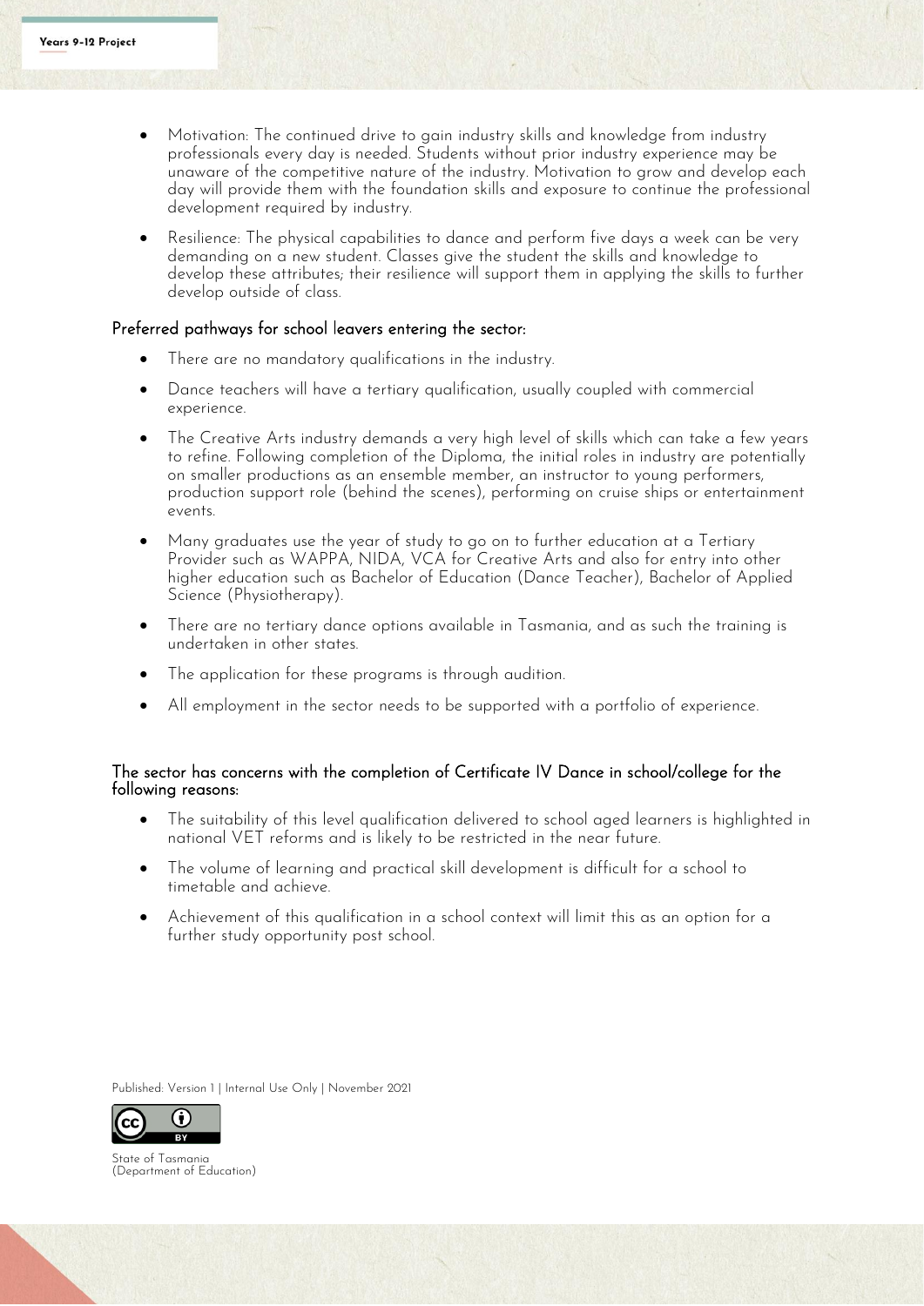- Motivation: The continued drive to gain industry skills and knowledge from industry professionals every day is needed. Students without prior industry experience may be unaware of the competitive nature of the industry. Motivation to grow and develop each day will provide them with the foundation skills and exposure to continue the professional development required by industry.
- Resilience: The physical capabilities to dance and perform five days a week can be very demanding on a new student. Classes give the student the skills and knowledge to develop these attributes; their resilience will support them in applying the skills to further develop outside of class.

### Preferred pathways for school leavers entering the sector:

- There are no mandatory qualifications in the industry.
- Dance teachers will have a tertiary qualification, usually coupled with commercial experience.
- The Creative Arts industry demands a very high level of skills which can take a few years to refine. Following completion of the Diploma, the initial roles in industry are potentially on smaller productions as an ensemble member, an instructor to young performers, production support role (behind the scenes), performing on cruise ships or entertainment events.
- Many graduates use the year of study to go on to further education at a Tertiary Provider such as WAPPA, NIDA, VCA for Creative Arts and also for entry into other higher education such as Bachelor of Education (Dance Teacher), Bachelor of Applied Science (Physiotherapy).
- There are no tertiary dance options available in Tasmania, and as such the training is undertaken in other states.
- The application for these programs is through audition.
- All employment in the sector needs to be supported with a portfolio of experience.

### The sector has concerns with the completion of Certificate IV Dance in school/college for the following reasons:

- The suitability of this level qualification delivered to school aged learners is highlighted in national VET reforms and is likely to be restricted in the near future.
- The volume of learning and practical skill development is difficult for a school to timetable and achieve.
- Achievement of this qualification in a school context will limit this as an option for a further study opportunity post school.

Published: Version 1 | Internal Use Only | November 2021

State of Tasmania
(Department of Education)